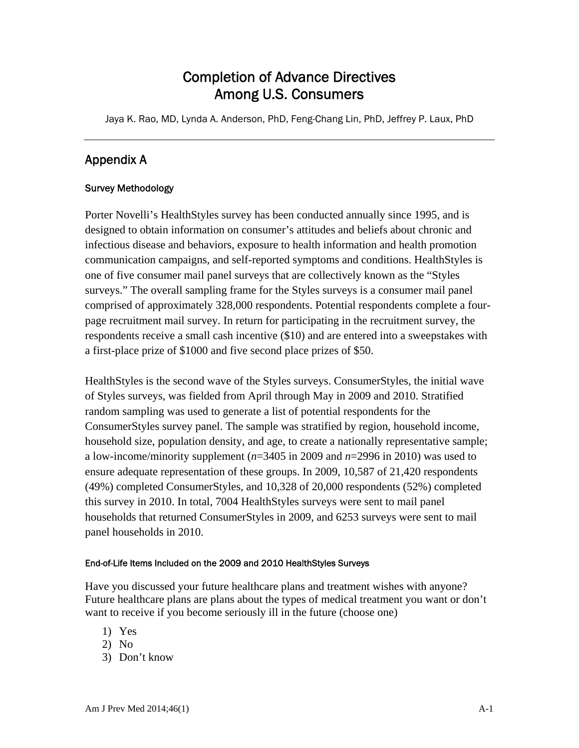# Completion of Advance Directives Among U.S. Consumers

Jaya K. Rao, MD, Lynda A. Anderson, PhD, Feng-Chang Lin, PhD, Jeffrey P. Laux, PhD

## Appendix A

### Survey Methodology

Porter Novelli's HealthStyles survey has been conducted annually since 1995, and is designed to obtain information on consumer's attitudes and beliefs about chronic and infectious disease and behaviors, exposure to health information and health promotion communication campaigns, and self-reported symptoms and conditions. HealthStyles is one of five consumer mail panel surveys that are collectively known as the "Styles surveys." The overall sampling frame for the Styles surveys is a consumer mail panel comprised of approximately 328,000 respondents. Potential respondents complete a four-page recruitment mail survey. In return for participating in the recruitment survey, the respondents receive a small cash incentive ($10) and are entered into a sweepstakes with a first-place prize of $1000 and five second place prizes of $50.

HealthStyles is the second wave of the Styles surveys. ConsumerStyles, the initial wave of Styles surveys, was fielded from April through May in 2009 and 2010. Stratified random sampling was used to generate a list of potential respondents for the ConsumerStyles survey panel. The sample was stratified by region, household income, household size, population density, and age, to create a nationally representative sample; a low-income/minority supplement (*n*=3405 in 2009 and *n*=2996 in 2010) was used to ensure adequate representation of these groups. In 2009, 10,587 of 21,420 respondents (49%) completed ConsumerStyles, and 10,328 of 20,000 respondents (52%) completed this survey in 2010. In total, 7004 HealthStyles surveys were sent to mail panel households that returned ConsumerStyles in 2009, and 6253 surveys were sent to mail panel households in 2010.

#### End-of-Life Items Included on the 2009 and 2010 HealthStyles Surveys

Have you discussed your future healthcare plans and treatment wishes with anyone? Future healthcare plans are plans about the types of medical treatment you want or don't want to receive if you become seriously ill in the future (choose one)

1) Yes
2) No
3) Don't know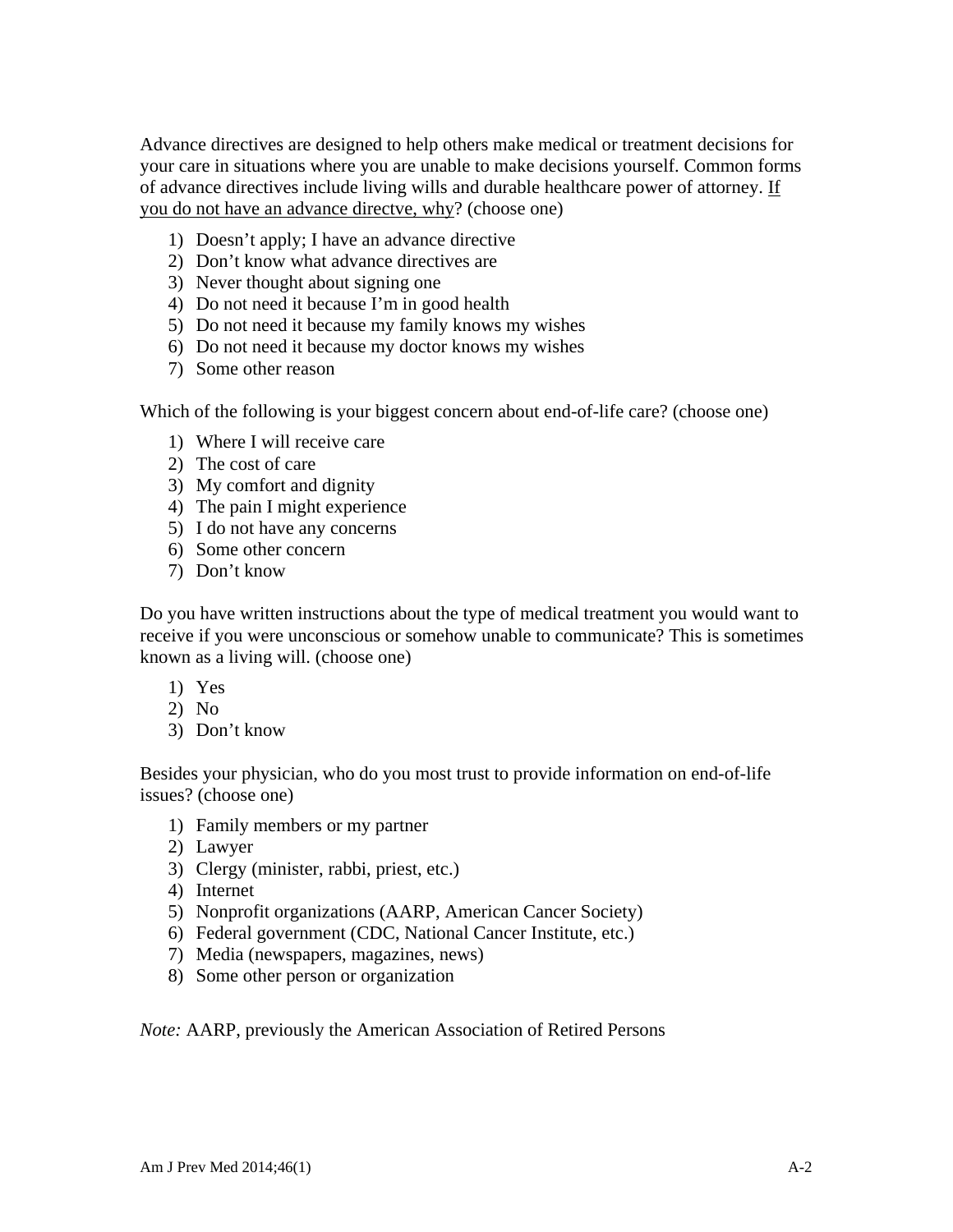Advance directives are designed to help others make medical or treatment decisions for your care in situations where you are unable to make decisions yourself. Common forms of advance directives include living wills and durable healthcare power of attorney. <u>If you do not have an advance directve, why</u>? (choose one)

1) Doesn't apply; I have an advance directive
2) Don't know what advance directives are
3) Never thought about signing one
4) Do not need it because I'm in good health
5) Do not need it because my family knows my wishes
6) Do not need it because my doctor knows my wishes
7) Some other reason

Which of the following is your biggest concern about end-of-life care? (choose one)

1) Where I will receive care
2) The cost of care
3) My comfort and dignity
4) The pain I might experience
5) I do not have any concerns
6) Some other concern
7) Don't know

Do you have written instructions about the type of medical treatment you would want to receive if you were unconscious or somehow unable to communicate? This is sometimes known as a living will. (choose one)

1) Yes
2) No
3) Don't know

Besides your physician, who do you most trust to provide information on end-of-life issues? (choose one)

1) Family members or my partner
2) Lawyer
3) Clergy (minister, rabbi, priest, etc.)
4) Internet
5) Nonprofit organizations (AARP, American Cancer Society)
6) Federal government (CDC, National Cancer Institute, etc.)
7) Media (newspapers, magazines, news)
8) Some other person or organization

*Note:* AARP, previously the American Association of Retired Persons